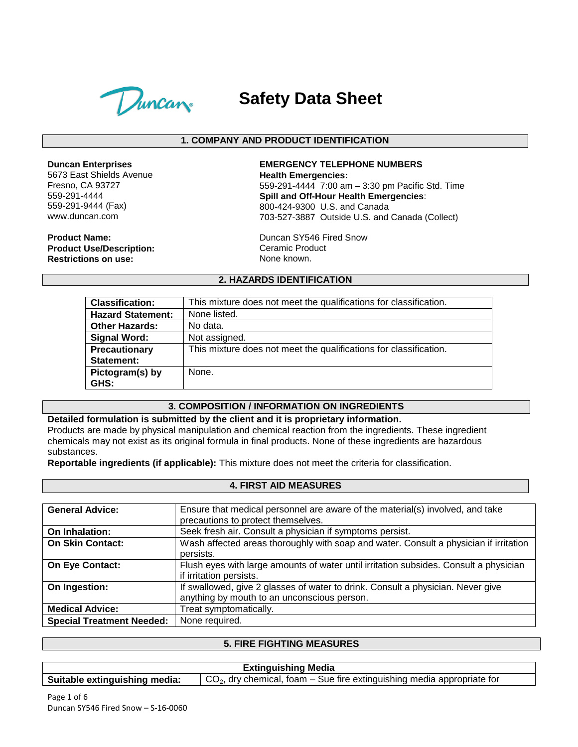# Safety Data Sheet

## 1. COMPANY AND PRODUCT IDENTIFICATION

**Duncan Enterprises**
5673 East Shields Avenue
Fresno, CA 93727
559-291-4444
559-291-9444 (Fax)
www.duncan.com

**EMERGENCY TELEPHONE NUMBERS**
**Health Emergencies:**
559-291-4444 7:00 am – 3:30 pm Pacific Std. Time
**Spill and Off-Hour Health Emergencies**:
800-424-9300 U.S. and Canada
703-527-3887 Outside U.S. and Canada (Collect)

| | |
|---|---|
| **Product Name:** | Duncan SY546 Fired Snow |
| **Product Use/Description:** | Ceramic Product |
| **Restrictions on use:** | None known. |

## 2. HAZARDS IDENTIFICATION

| | |
|---|---|
| **Classification:** | This mixture does not meet the qualifications for classification. |
| **Hazard Statement:** | None listed. |
| **Other Hazards:** | No data. |
| **Signal Word:** | Not assigned. |
| **Precautionary Statement:** | This mixture does not meet the qualifications for classification. |
| **Pictogram(s) by GHS:** | None. |

## 3. COMPOSITION / INFORMATION ON INGREDIENTS

**Detailed formulation is submitted by the client and it is proprietary information.**
Products are made by physical manipulation and chemical reaction from the ingredients. These ingredient chemicals may not exist as its original formula in final products. None of these ingredients are hazardous substances.
**Reportable ingredients (if applicable):** This mixture does not meet the criteria for classification.

## 4. FIRST AID MEASURES

| | |
|---|---|
| **General Advice:** | Ensure that medical personnel are aware of the material(s) involved, and take precautions to protect themselves. |
| **On Inhalation:** | Seek fresh air. Consult a physician if symptoms persist. |
| **On Skin Contact:** | Wash affected areas thoroughly with soap and water. Consult a physician if irritation persists. |
| **On Eye Contact:** | Flush eyes with large amounts of water until irritation subsides. Consult a physician if irritation persists. |
| **On Ingestion:** | If swallowed, give 2 glasses of water to drink. Consult a physician. Never give anything by mouth to an unconscious person. |
| **Medical Advice:** | Treat symptomatically. |
| **Special Treatment Needed:** | None required. |

## 5. FIRE FIGHTING MEASURES

| Extinguishing Media | |
|---|---|
| **Suitable extinguishing media:** | $CO_2$, dry chemical, foam – Sue fire extinguishing media appropriate for |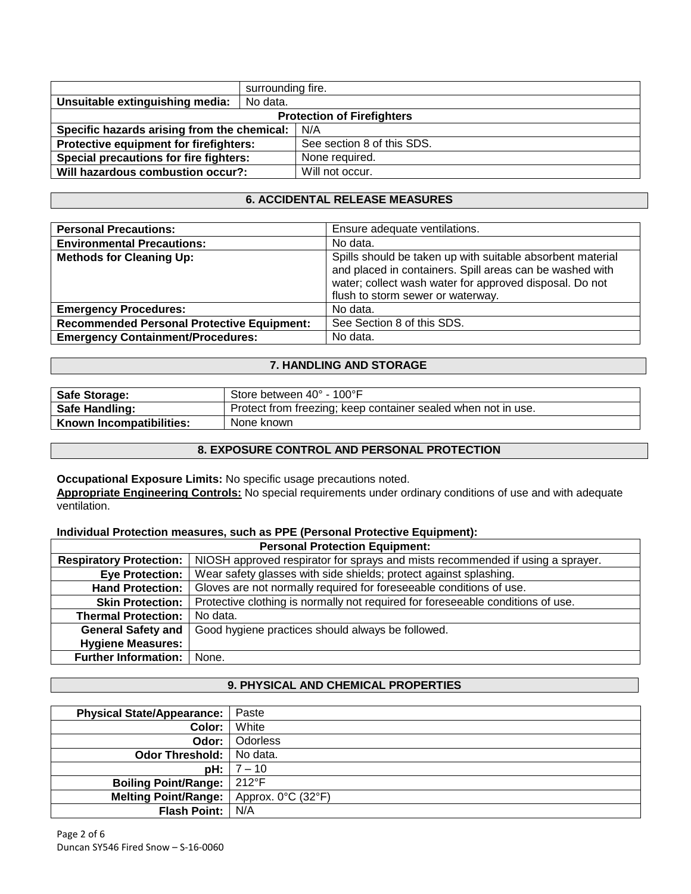| | |
|---|---|
| | surrounding fire. |
| **Unsuitable extinguishing media:** | No data. |

| **Protection of Firefighters** | |
|---|---|
| **Specific hazards arising from the chemical:** | N/A |
| **Protective equipment for firefighters:** | See section 8 of this SDS. |
| **Special precautions for fire fighters:** | None required. |
| **Will hazardous combustion occur?:** | Will not occur. |

## 6. ACCIDENTAL RELEASE MEASURES

| | |
|---|---|
| **Personal Precautions:** | Ensure adequate ventilations. |
| **Environmental Precautions:** | No data. |
| **Methods for Cleaning Up:** | Spills should be taken up with suitable absorbent material and placed in containers. Spill areas can be washed with water; collect wash water for approved disposal. Do not flush to storm sewer or waterway. |
| **Emergency Procedures:** | No data. |
| **Recommended Personal Protective Equipment:** | See Section 8 of this SDS. |
| **Emergency Containment/Procedures:** | No data. |

## 7. HANDLING AND STORAGE

| | |
|---|---|
| **Safe Storage:** | Store between 40° - 100°F |
| **Safe Handling:** | Protect from freezing; keep container sealed when not in use. |
| **Known Incompatibilities:** | None known |

## 8. EXPOSURE CONTROL AND PERSONAL PROTECTION

**Occupational Exposure Limits:** No specific usage precautions noted.
**Appropriate Engineering Controls:** No special requirements under ordinary conditions of use and with adequate ventilation.

**Individual Protection measures, such as PPE (Personal Protective Equipment):**

| **Personal Protection Equipment:** | |
|---|---|
| **Respiratory Protection:** | NIOSH approved respirator for sprays and mists recommended if using a sprayer. |
| **Eye Protection:** | Wear safety glasses with side shields; protect against splashing. |
| **Hand Protection:** | Gloves are not normally required for foreseeable conditions of use. |
| **Skin Protection:** | Protective clothing is normally not required for foreseeable conditions of use. |
| **Thermal Protection:** | No data. |
| **General Safety and Hygiene Measures:** | Good hygiene practices should always be followed. |
| **Further Information:** | None. |

## 9. PHYSICAL AND CHEMICAL PROPERTIES

| | |
|---|---|
| **Physical State/Appearance:** | Paste |
| **Color:** | White |
| **Odor:** | Odorless |
| **Odor Threshold:** | No data. |
| **pH:** | 7 – 10 |
| **Boiling Point/Range:** | 212°F |
| **Melting Point/Range:** | Approx. 0°C (32°F) |
| **Flash Point:** | N/A |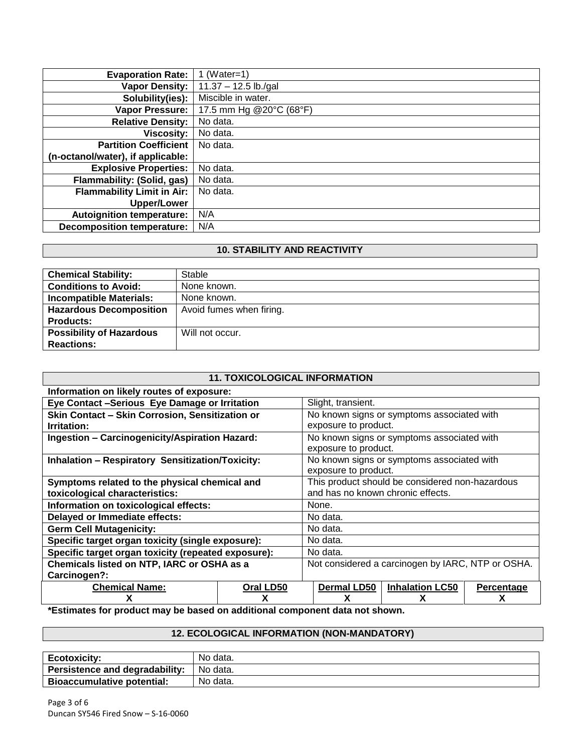| | |
|---|---|
| **Evaporation Rate:** | 1 (Water=1) |
| **Vapor Density:** | 11.37 – 12.5 lb./gal |
| **Solubility(ies):** | Miscible in water. |
| **Vapor Pressure:** | 17.5 mm Hg @20°C (68°F) |
| **Relative Density:** | No data. |
| **Viscosity:** | No data. |
| **Partition Coefficient (n-octanol/water), if applicable:** | No data. |
| **Explosive Properties:** | No data. |
| **Flammability: (Solid, gas)** | No data. |
| **Flammability Limit in Air: Upper/Lower** | No data. |
| **Autoignition temperature:** | N/A |
| **Decomposition temperature:** | N/A |

## 10. STABILITY AND REACTIVITY

| | |
|---|---|
| **Chemical Stability:** | Stable |
| **Conditions to Avoid:** | None known. |
| **Incompatible Materials:** | None known. |
| **Hazardous Decomposition Products:** | Avoid fumes when firing. |
| **Possibility of Hazardous Reactions:** | Will not occur. |

## 11. TOXICOLOGICAL INFORMATION

**Information on likely routes of exposure:**

| | |
|---|---|
| **Eye Contact –Serious Eye Damage or Irritation** | Slight, transient. |
| **Skin Contact – Skin Corrosion, Sensitization or Irritation:** | No known signs or symptoms associated with exposure to product. |
| **Ingestion – Carcinogenicity/Aspiration Hazard:** | No known signs or symptoms associated with exposure to product. |
| **Inhalation – Respiratory Sensitization/Toxicity:** | No known signs or symptoms associated with exposure to product. |
| **Symptoms related to the physical chemical and toxicological characteristics:** | This product should be considered non-hazardous and has no known chronic effects. |
| **Information on toxicological effects:** | None. |
| **Delayed or Immediate effects:** | No data. |
| **Germ Cell Mutagenicity:** | No data. |
| **Specific target organ toxicity (single exposure):** | No data. |
| **Specific target organ toxicity (repeated exposure):** | No data. |
| **Chemicals listed on NTP, IARC or OSHA as a Carcinogen?:** | Not considered a carcinogen by IARC, NTP or OSHA. |

| Chemical Name: | Oral LD50 | Dermal LD50 | Inhalation LC50 | Percentage |
|---|---|---|---|---|
| X | X | X | X | X |

***Estimates for product may be based on additional component data not shown.**

## 12. ECOLOGICAL INFORMATION (NON-MANDATORY)

| | |
|---|---|
| **Ecotoxicity:** | No data. |
| **Persistence and degradability:** | No data. |
| **Bioaccumulative potential:** | No data. |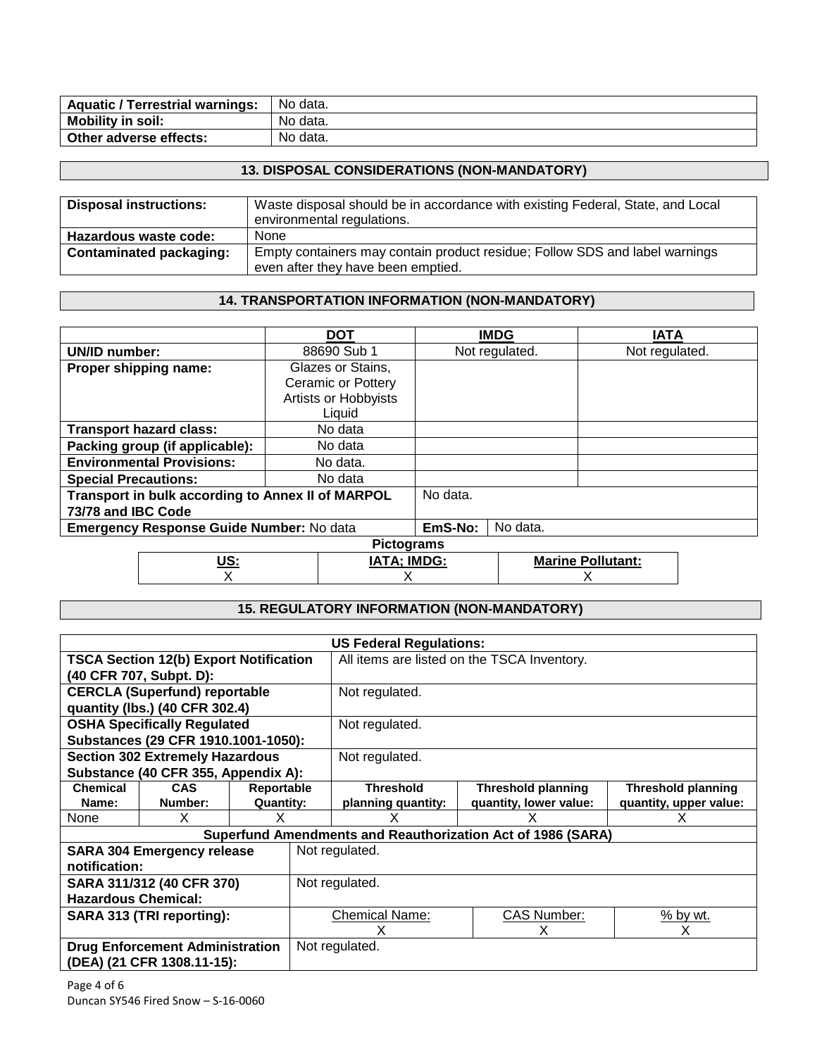| | |
|---|---|
| **Aquatic / Terrestrial warnings:** | No data. |
| **Mobility in soil:** | No data. |
| **Other adverse effects:** | No data. |

## 13. DISPOSAL CONSIDERATIONS (NON-MANDATORY)

| | |
|---|---|
| **Disposal instructions:** | Waste disposal should be in accordance with existing Federal, State, and Local environmental regulations. |
| **Hazardous waste code:** | None |
| **Contaminated packaging:** | Empty containers may contain product residue; Follow SDS and label warnings even after they have been emptied. |

## 14. TRANSPORTATION INFORMATION (NON-MANDATORY)

| | DOT | IMDG | IATA |
|---|---|---|---|
| **UN/ID number:** | 88690 Sub 1 | Not regulated. | Not regulated. |
| **Proper shipping name:** | Glazes or Stains, Ceramic or Pottery Artists or Hobbyists Liquid | | |
| **Transport hazard class:** | No data | | |
| **Packing group (if applicable):** | No data | | |
| **Environmental Provisions:** | No data. | | |
| **Special Precautions:** | No data | | |
| **Transport in bulk according to Annex II of MARPOL 73/78 and IBC Code** | | No data. | |
| **Emergency Response Guide Number:** No data | | **EmS-No:** | No data. |

**Pictograms**

| US: | IATA; IMDG: | Marine Pollutant: |
|---|---|---|
| X | X | X |

## 15. REGULATORY INFORMATION (NON-MANDATORY)

**US Federal Regulations:**

| | |
|---|---|
| **TSCA Section 12(b) Export Notification (40 CFR 707, Subpt. D):** | All items are listed on the TSCA Inventory. |
| **CERCLA (Superfund) reportable quantity (lbs.) (40 CFR 302.4)** | Not regulated. |
| **OSHA Specifically Regulated Substances (29 CFR 1910.1001-1050):** | Not regulated. |
| **Section 302 Extremely Hazardous Substance (40 CFR 355, Appendix A):** | Not regulated. |

| Chemical Name: | CAS Number: | Reportable Quantity: | Threshold planning quantity: | Threshold planning quantity, lower value: | Threshold planning quantity, upper value: |
|---|---|---|---|---|---|
| None | X | X | X | X | X |

**Superfund Amendments and Reauthorization Act of 1986 (SARA)**

| | | | |
|---|---|---|---|
| **SARA 304 Emergency release notification:** | Not regulated. | | |
| **SARA 311/312 (40 CFR 370) Hazardous Chemical:** | Not regulated. | | |
| **SARA 313 (TRI reporting):** | Chemical Name: X | CAS Number: X | % by wt. X |
| **Drug Enforcement Administration (DEA) (21 CFR 1308.11-15):** | Not regulated. | | |

Duncan SY546 Fired Snow – S-16-0060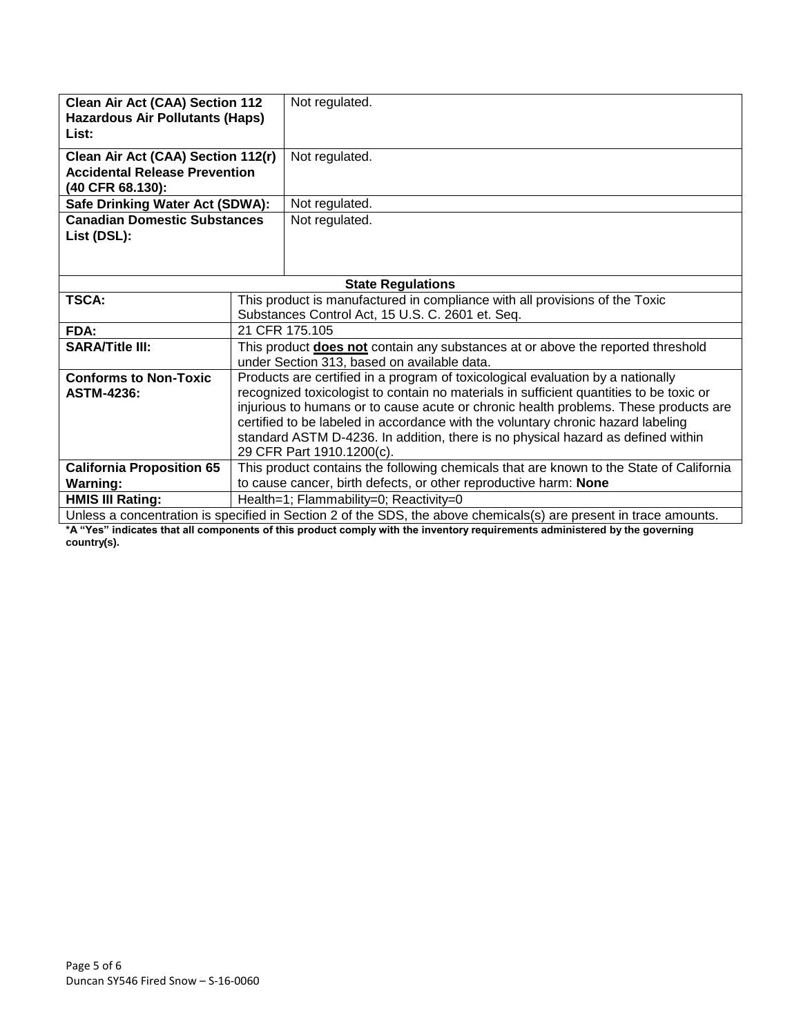| | |
|---|---|
| **Clean Air Act (CAA) Section 112 Hazardous Air Pollutants (Haps) List:** | Not regulated. |
| **Clean Air Act (CAA) Section 112(r) Accidental Release Prevention (40 CFR 68.130):** | Not regulated. |
| **Safe Drinking Water Act (SDWA):** | Not regulated. |
| **Canadian Domestic Substances List (DSL):** | Not regulated. |

**State Regulations**

| | |
|---|---|
| **TSCA:** | This product is manufactured in compliance with all provisions of the Toxic Substances Control Act, 15 U.S. C. 2601 et. Seq. |
| **FDA:** | 21 CFR 175.105 |
| **SARA/Title III:** | This product **does not** contain any substances at or above the reported threshold under Section 313, based on available data. |
| **Conforms to Non-Toxic ASTM-4236:** | Products are certified in a program of toxicological evaluation by a nationally recognized toxicologist to contain no materials in sufficient quantities to be toxic or injurious to humans or to cause acute or chronic health problems. These products are certified to be labeled in accordance with the voluntary chronic hazard labeling standard ASTM D-4236. In addition, there is no physical hazard as defined within 29 CFR Part 1910.1200(c). |
| **California Proposition 65 Warning:** | This product contains the following chemicals that are known to the State of California to cause cancer, birth defects, or other reproductive harm: **None** |
| **HMIS III Rating:** | Health=1; Flammability=0; Reactivity=0 |

Unless a concentration is specified in Section 2 of the SDS, the above chemicals(s) are present in trace amounts.

**\*A "Yes" indicates that all components of this product comply with the inventory requirements administered by the governing country(s).**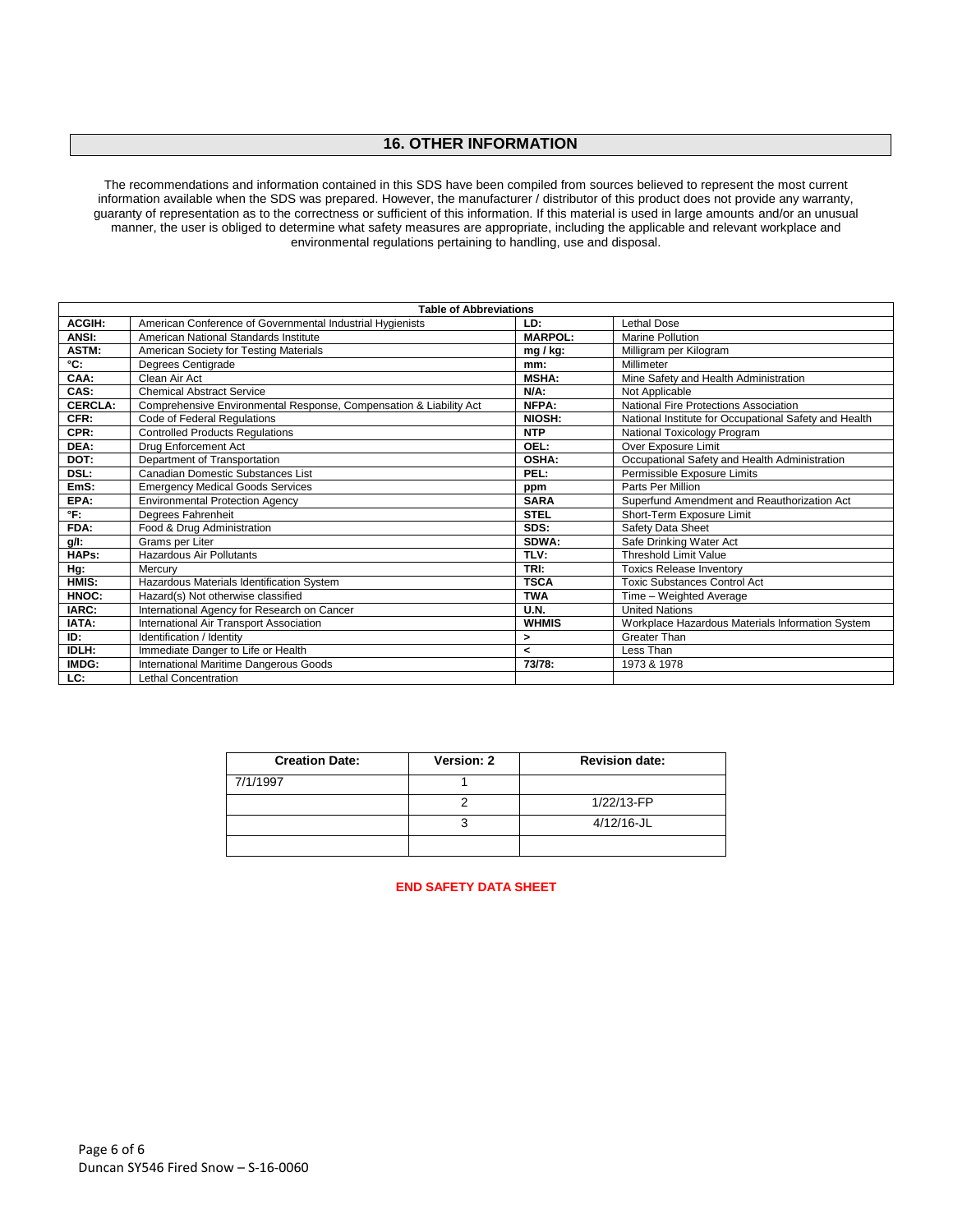## 16. OTHER INFORMATION

The recommendations and information contained in this SDS have been compiled from sources believed to represent the most current information available when the SDS was prepared. However, the manufacturer / distributor of this product does not provide any warranty, guaranty of representation as to the correctness or sufficient of this information. If this material is used in large amounts and/or an unusual manner, the user is obliged to determine what safety measures are appropriate, including the applicable and relevant workplace and environmental regulations pertaining to handling, use and disposal.

| Table of Abbreviations | | | |
|---|---|---|---|
| **ACGIH:** | American Conference of Governmental Industrial Hygienists | **LD:** | Lethal Dose |
| **ANSI:** | American National Standards Institute | **MARPOL:** | Marine Pollution |
| **ASTM:** | American Society for Testing Materials | **mg / kg:** | Milligram per Kilogram |
| **°C:** | Degrees Centigrade | **mm:** | Millimeter |
| **CAA:** | Clean Air Act | **MSHA:** | Mine Safety and Health Administration |
| **CAS:** | Chemical Abstract Service | **N/A:** | Not Applicable |
| **CERCLA:** | Comprehensive Environmental Response, Compensation & Liability Act | **NFPA:** | National Fire Protections Association |
| **CFR:** | Code of Federal Regulations | **NIOSH:** | National Institute for Occupational Safety and Health |
| **CPR:** | Controlled Products Regulations | **NTP** | National Toxicology Program |
| **DEA:** | Drug Enforcement Act | **OEL:** | Over Exposure Limit |
| **DOT:** | Department of Transportation | **OSHA:** | Occupational Safety and Health Administration |
| **DSL:** | Canadian Domestic Substances List | **PEL:** | Permissible Exposure Limits |
| **EmS:** | Emergency Medical Goods Services | **ppm** | Parts Per Million |
| **EPA:** | Environmental Protection Agency | **SARA** | Superfund Amendment and Reauthorization Act |
| **°F:** | Degrees Fahrenheit | **STEL** | Short-Term Exposure Limit |
| **FDA:** | Food & Drug Administration | **SDS:** | Safety Data Sheet |
| **g/l:** | Grams per Liter | **SDWA:** | Safe Drinking Water Act |
| **HAPs:** | Hazardous Air Pollutants | **TLV:** | Threshold Limit Value |
| **Hg:** | Mercury | **TRI:** | Toxics Release Inventory |
| **HMIS:** | Hazardous Materials Identification System | **TSCA** | Toxic Substances Control Act |
| **HNOC:** | Hazard(s) Not otherwise classified | **TWA** | Time – Weighted Average |
| **IARC:** | International Agency for Research on Cancer | **U.N.** | United Nations |
| **IATA:** | International Air Transport Association | **WHMIS** | Workplace Hazardous Materials Information System |
| **ID:** | Identification / Identity | **>** | Greater Than |
| **IDLH:** | Immediate Danger to Life or Health | **<** | Less Than |
| **IMDG:** | International Maritime Dangerous Goods | **73/78:** | 1973 & 1978 |
| **LC:** | Lethal Concentration | | |

| Creation Date: | Version: 2 | Revision date: |
|---|---|---|
| 7/1/1997 | 1 | |
| | 2 | 1/22/13-FP |
| | 3 | 4/12/16-JL |
| | | |

**END SAFETY DATA SHEET**